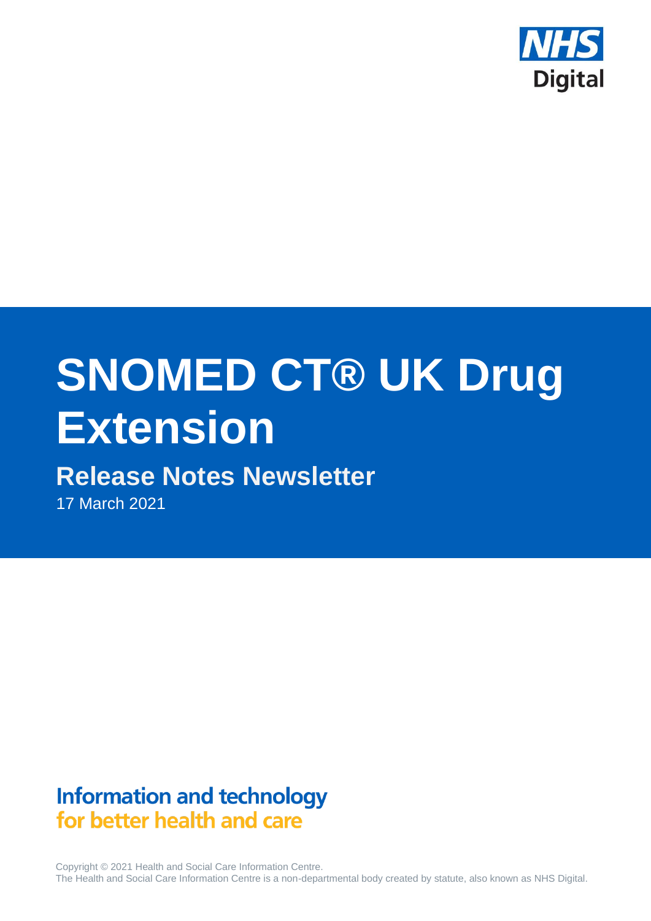NHS Digital

# SNOMED CT® UK Drug Extension

## Release Notes Newsletter

17 March 2021

**Information and technology**
**for better health and care**

Copyright © 2021 Health and Social Care Information Centre.
The Health and Social Care Information Centre is a non-departmental body created by statute, also known as NHS Digital.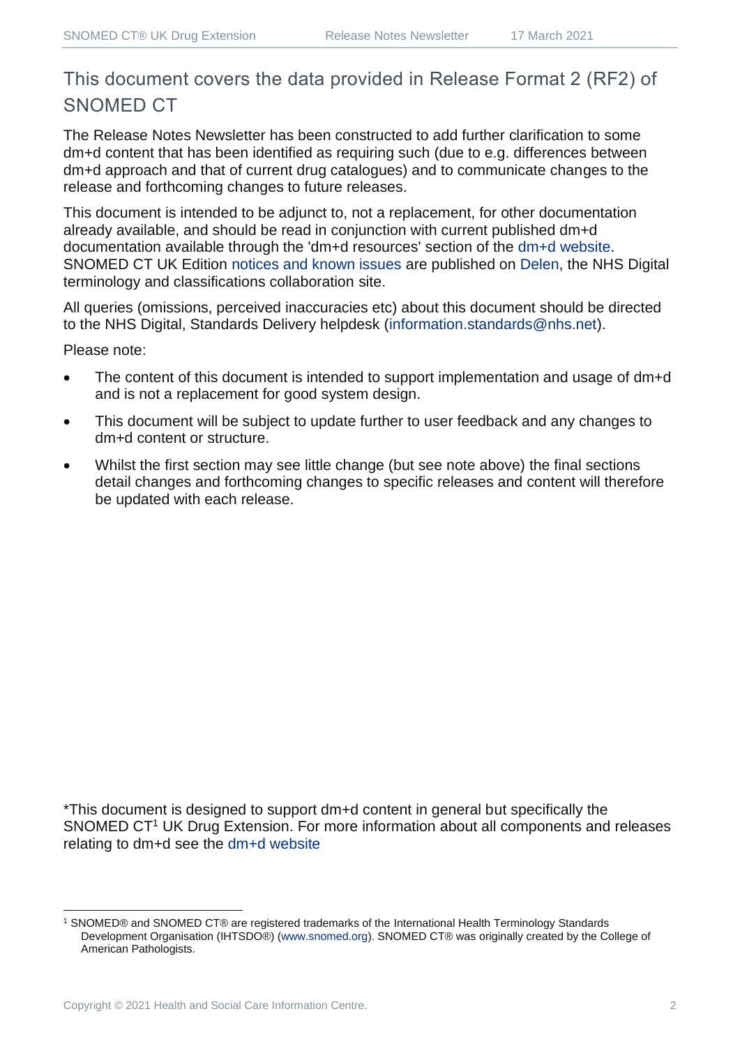## This document covers the data provided in Release Format 2 (RF2) of SNOMED CT

The Release Notes Newsletter has been constructed to add further clarification to some dm+d content that has been identified as requiring such (due to e.g. differences between dm+d approach and that of current drug catalogues) and to communicate changes to the release and forthcoming changes to future releases.

This document is intended to be adjunct to, not a replacement, for other documentation already available, and should be read in conjunction with current published dm+d documentation available through the 'dm+d resources' section of the dm+d website. SNOMED CT UK Edition notices and known issues are published on Delen, the NHS Digital terminology and classifications collaboration site.

All queries (omissions, perceived inaccuracies etc) about this document should be directed to the NHS Digital, Standards Delivery helpdesk (information.standards@nhs.net).

Please note:

- The content of this document is intended to support implementation and usage of dm+d and is not a replacement for good system design.
- This document will be subject to update further to user feedback and any changes to dm+d content or structure.
- Whilst the first section may see little change (but see note above) the final sections detail changes and forthcoming changes to specific releases and content will therefore be updated with each release.

*This document is designed to support dm+d content in general but specifically the SNOMED CT[1] UK Drug Extension. For more information about all components and releases relating to dm+d see the dm+d website

[1] SNOMED® and SNOMED CT® are registered trademarks of the International Health Terminology Standards Development Organisation (IHTSDO®) (www.snomed.org). SNOMED CT® was originally created by the College of American Pathologists.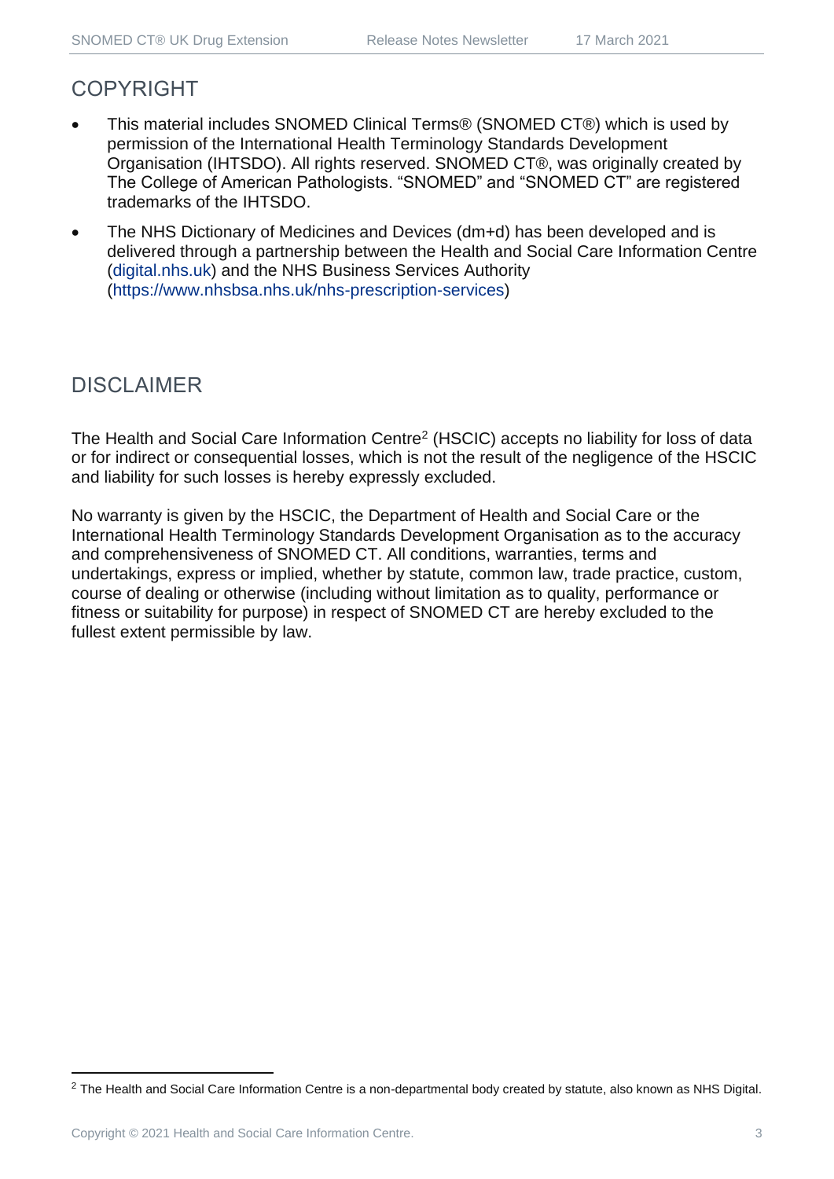## COPYRIGHT

- This material includes SNOMED Clinical Terms® (SNOMED CT®) which is used by permission of the International Health Terminology Standards Development Organisation (IHTSDO). All rights reserved. SNOMED CT®, was originally created by The College of American Pathologists. "SNOMED" and "SNOMED CT" are registered trademarks of the IHTSDO.
- The NHS Dictionary of Medicines and Devices (dm+d) has been developed and is delivered through a partnership between the Health and Social Care Information Centre (digital.nhs.uk) and the NHS Business Services Authority (https://www.nhsbsa.nhs.uk/nhs-prescription-services)

## DISCLAIMER

The Health and Social Care Information Centre[2] (HSCIC) accepts no liability for loss of data or for indirect or consequential losses, which is not the result of the negligence of the HSCIC and liability for such losses is hereby expressly excluded.

No warranty is given by the HSCIC, the Department of Health and Social Care or the International Health Terminology Standards Development Organisation as to the accuracy and comprehensiveness of SNOMED CT. All conditions, warranties, terms and undertakings, express or implied, whether by statute, common law, trade practice, custom, course of dealing or otherwise (including without limitation as to quality, performance or fitness or suitability for purpose) in respect of SNOMED CT are hereby excluded to the fullest extent permissible by law.

[2] The Health and Social Care Information Centre is a non-departmental body created by statute, also known as NHS Digital.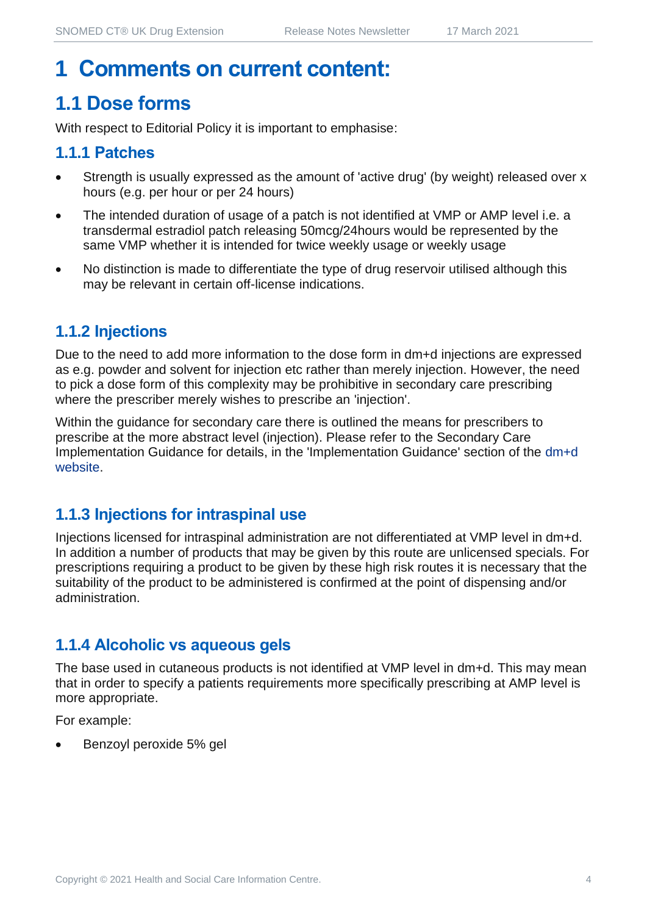# 1 Comments on current content:

## 1.1 Dose forms

With respect to Editorial Policy it is important to emphasise:

### 1.1.1 Patches

- Strength is usually expressed as the amount of 'active drug' (by weight) released over x hours (e.g. per hour or per 24 hours)
- The intended duration of usage of a patch is not identified at VMP or AMP level i.e. a transdermal estradiol patch releasing 50mcg/24hours would be represented by the same VMP whether it is intended for twice weekly usage or weekly usage
- No distinction is made to differentiate the type of drug reservoir utilised although this may be relevant in certain off-license indications.

### 1.1.2 Injections

Due to the need to add more information to the dose form in dm+d injections are expressed as e.g. powder and solvent for injection etc rather than merely injection. However, the need to pick a dose form of this complexity may be prohibitive in secondary care prescribing where the prescriber merely wishes to prescribe an 'injection'.

Within the guidance for secondary care there is outlined the means for prescribers to prescribe at the more abstract level (injection). Please refer to the Secondary Care Implementation Guidance for details, in the 'Implementation Guidance' section of the dm+d website.

### 1.1.3 Injections for intraspinal use

Injections licensed for intraspinal administration are not differentiated at VMP level in dm+d. In addition a number of products that may be given by this route are unlicensed specials. For prescriptions requiring a product to be given by these high risk routes it is necessary that the suitability of the product to be administered is confirmed at the point of dispensing and/or administration.

### 1.1.4 Alcoholic vs aqueous gels

The base used in cutaneous products is not identified at VMP level in dm+d. This may mean that in order to specify a patients requirements more specifically prescribing at AMP level is more appropriate.

For example:

- Benzoyl peroxide 5% gel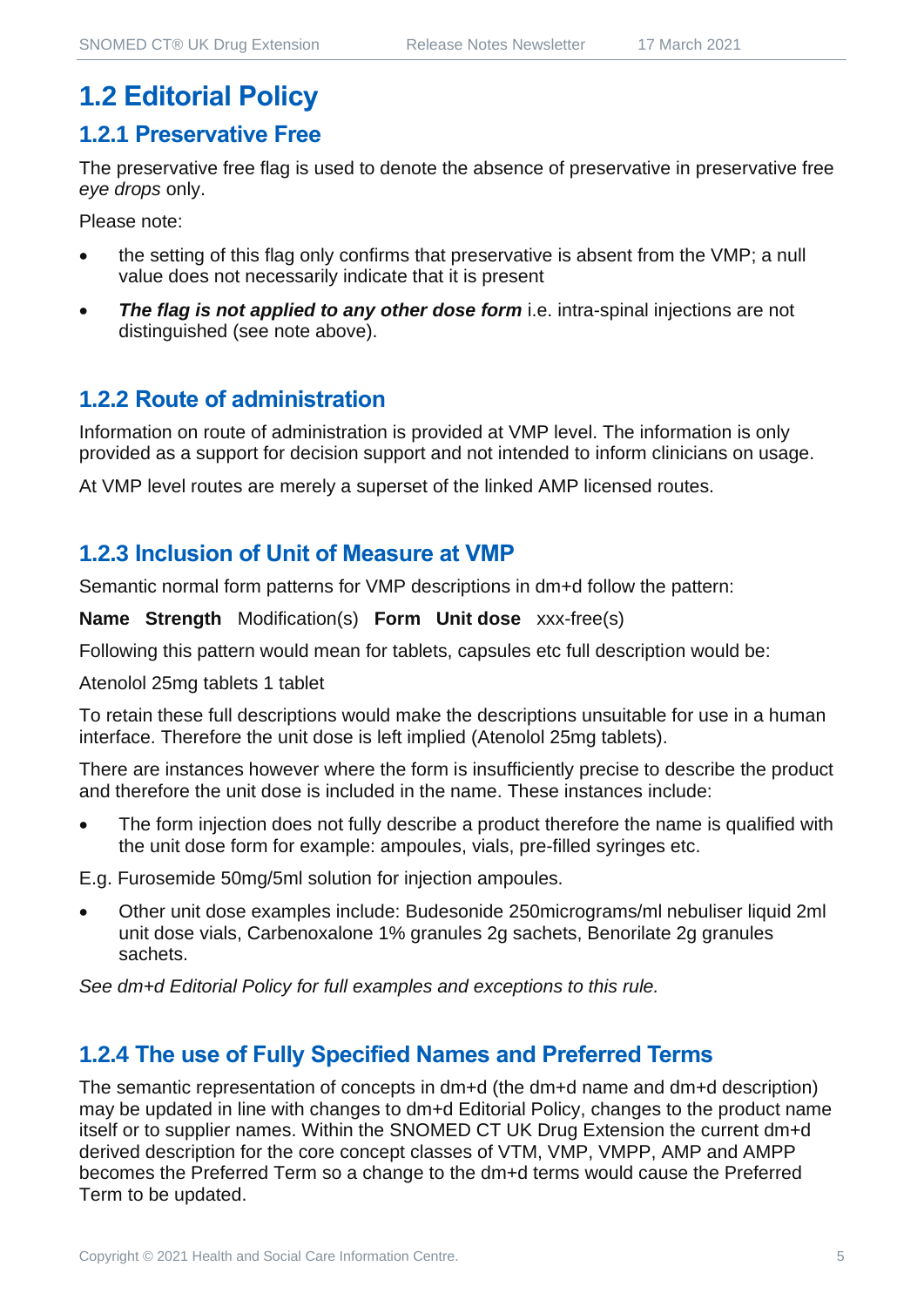## 1.2 Editorial Policy

### 1.2.1 Preservative Free

The preservative free flag is used to denote the absence of preservative in preservative free *eye drops* only.

Please note:

- the setting of this flag only confirms that preservative is absent from the VMP; a null value does not necessarily indicate that it is present
- ***The flag is not applied to any other dose form*** i.e. intra-spinal injections are not distinguished (see note above).

### 1.2.2 Route of administration

Information on route of administration is provided at VMP level. The information is only provided as a support for decision support and not intended to inform clinicians on usage.

At VMP level routes are merely a superset of the linked AMP licensed routes.

### 1.2.3 Inclusion of Unit of Measure at VMP

Semantic normal form patterns for VMP descriptions in dm+d follow the pattern:

**Name** **Strength** Modification(s) **Form** **Unit dose** xxx-free(s)

Following this pattern would mean for tablets, capsules etc full description would be:

Atenolol 25mg tablets 1 tablet

To retain these full descriptions would make the descriptions unsuitable for use in a human interface. Therefore the unit dose is left implied (Atenolol 25mg tablets).

There are instances however where the form is insufficiently precise to describe the product and therefore the unit dose is included in the name. These instances include:

- The form injection does not fully describe a product therefore the name is qualified with the unit dose form for example: ampoules, vials, pre-filled syringes etc.

E.g. Furosemide 50mg/5ml solution for injection ampoules.

- Other unit dose examples include: Budesonide 250micrograms/ml nebuliser liquid 2ml unit dose vials, Carbenoxalone 1% granules 2g sachets, Benorilate 2g granules sachets.

*See dm+d Editorial Policy for full examples and exceptions to this rule.*

### 1.2.4 The use of Fully Specified Names and Preferred Terms

The semantic representation of concepts in dm+d (the dm+d name and dm+d description) may be updated in line with changes to dm+d Editorial Policy, changes to the product name itself or to supplier names. Within the SNOMED CT UK Drug Extension the current dm+d derived description for the core concept classes of VTM, VMP, VMPP, AMP and AMPP becomes the Preferred Term so a change to the dm+d terms would cause the Preferred Term to be updated.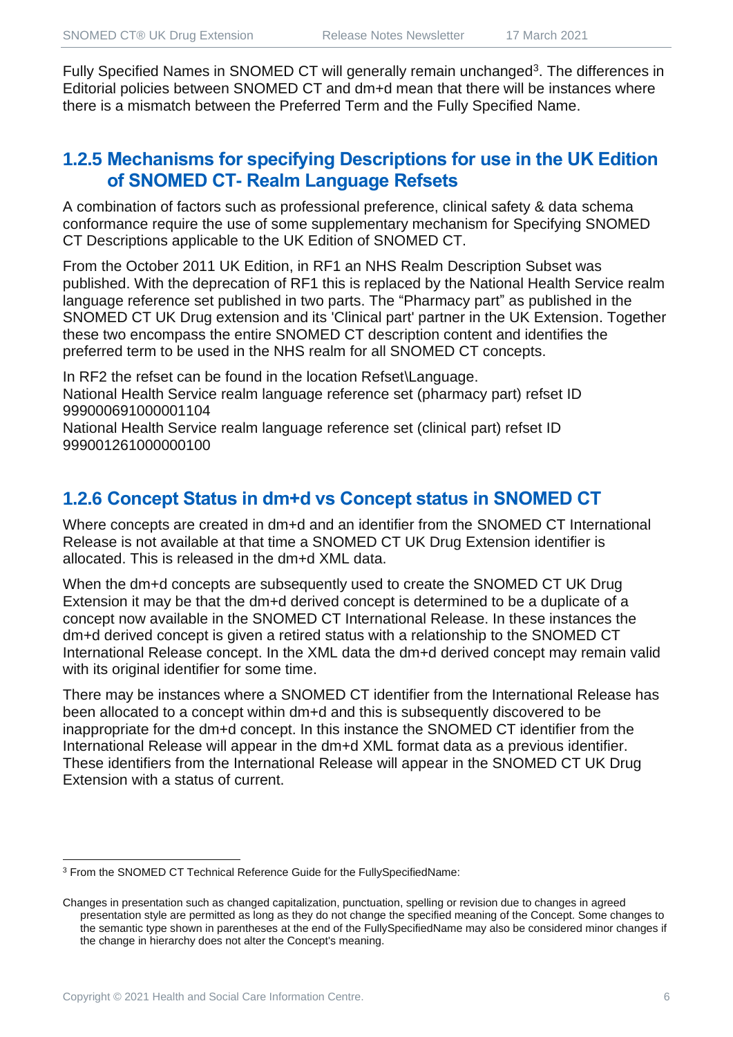Fully Specified Names in SNOMED CT will generally remain unchanged[3]. The differences in Editorial policies between SNOMED CT and dm+d mean that there will be instances where there is a mismatch between the Preferred Term and the Fully Specified Name.

### 1.2.5 Mechanisms for specifying Descriptions for use in the UK Edition of SNOMED CT- Realm Language Refsets

A combination of factors such as professional preference, clinical safety & data schema conformance require the use of some supplementary mechanism for Specifying SNOMED CT Descriptions applicable to the UK Edition of SNOMED CT.

From the October 2011 UK Edition, in RF1 an NHS Realm Description Subset was published. With the deprecation of RF1 this is replaced by the National Health Service realm language reference set published in two parts. The "Pharmacy part" as published in the SNOMED CT UK Drug extension and its 'Clinical part' partner in the UK Extension. Together these two encompass the entire SNOMED CT description content and identifies the preferred term to be used in the NHS realm for all SNOMED CT concepts.

In RF2 the refset can be found in the location Refset\Language.
National Health Service realm language reference set (pharmacy part) refset ID 999000691000001104
National Health Service realm language reference set (clinical part) refset ID 999001261000000100

### 1.2.6 Concept Status in dm+d vs Concept status in SNOMED CT

Where concepts are created in dm+d and an identifier from the SNOMED CT International Release is not available at that time a SNOMED CT UK Drug Extension identifier is allocated. This is released in the dm+d XML data.

When the dm+d concepts are subsequently used to create the SNOMED CT UK Drug Extension it may be that the dm+d derived concept is determined to be a duplicate of a concept now available in the SNOMED CT International Release. In these instances the dm+d derived concept is given a retired status with a relationship to the SNOMED CT International Release concept. In the XML data the dm+d derived concept may remain valid with its original identifier for some time.

There may be instances where a SNOMED CT identifier from the International Release has been allocated to a concept within dm+d and this is subsequently discovered to be inappropriate for the dm+d concept. In this instance the SNOMED CT identifier from the International Release will appear in the dm+d XML format data as a previous identifier. These identifiers from the International Release will appear in the SNOMED CT UK Drug Extension with a status of current.

---

[3] From the SNOMED CT Technical Reference Guide for the FullySpecifiedName:

Changes in presentation such as changed capitalization, punctuation, spelling or revision due to changes in agreed presentation style are permitted as long as they do not change the specified meaning of the Concept. Some changes to the semantic type shown in parentheses at the end of the FullySpecifiedName may also be considered minor changes if the change in hierarchy does not alter the Concept's meaning.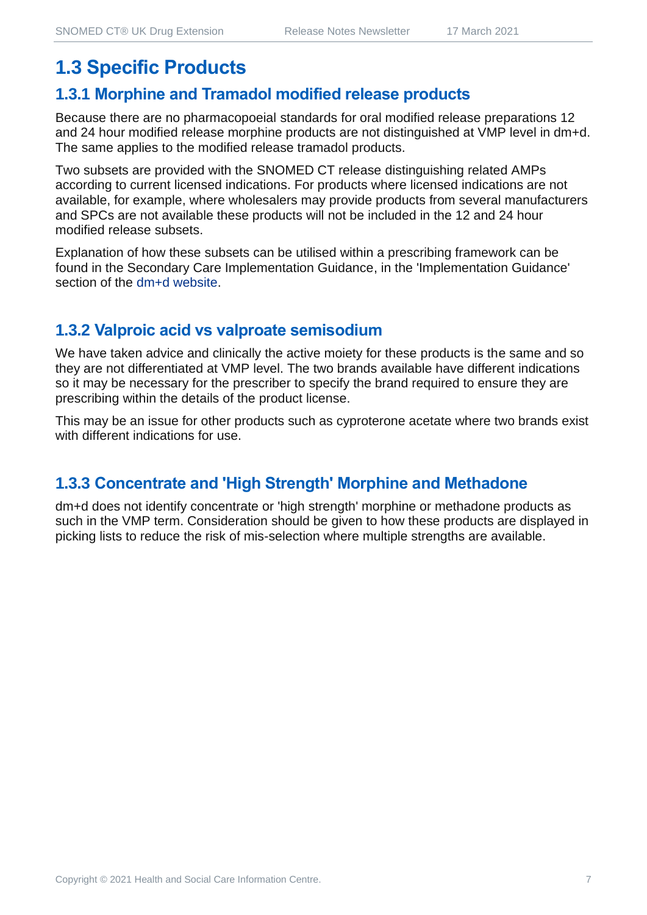# 1.3 Specific Products

## 1.3.1 Morphine and Tramadol modified release products

Because there are no pharmacopoeial standards for oral modified release preparations 12 and 24 hour modified release morphine products are not distinguished at VMP level in dm+d. The same applies to the modified release tramadol products.

Two subsets are provided with the SNOMED CT release distinguishing related AMPs according to current licensed indications. For products where licensed indications are not available, for example, where wholesalers may provide products from several manufacturers and SPCs are not available these products will not be included in the 12 and 24 hour modified release subsets.

Explanation of how these subsets can be utilised within a prescribing framework can be found in the Secondary Care Implementation Guidance, in the 'Implementation Guidance' section of the dm+d website.

## 1.3.2 Valproic acid vs valproate semisodium

We have taken advice and clinically the active moiety for these products is the same and so they are not differentiated at VMP level. The two brands available have different indications so it may be necessary for the prescriber to specify the brand required to ensure they are prescribing within the details of the product license.

This may be an issue for other products such as cyproterone acetate where two brands exist with different indications for use.

## 1.3.3 Concentrate and 'High Strength' Morphine and Methadone

dm+d does not identify concentrate or 'high strength' morphine or methadone products as such in the VMP term. Consideration should be given to how these products are displayed in picking lists to reduce the risk of mis-selection where multiple strengths are available.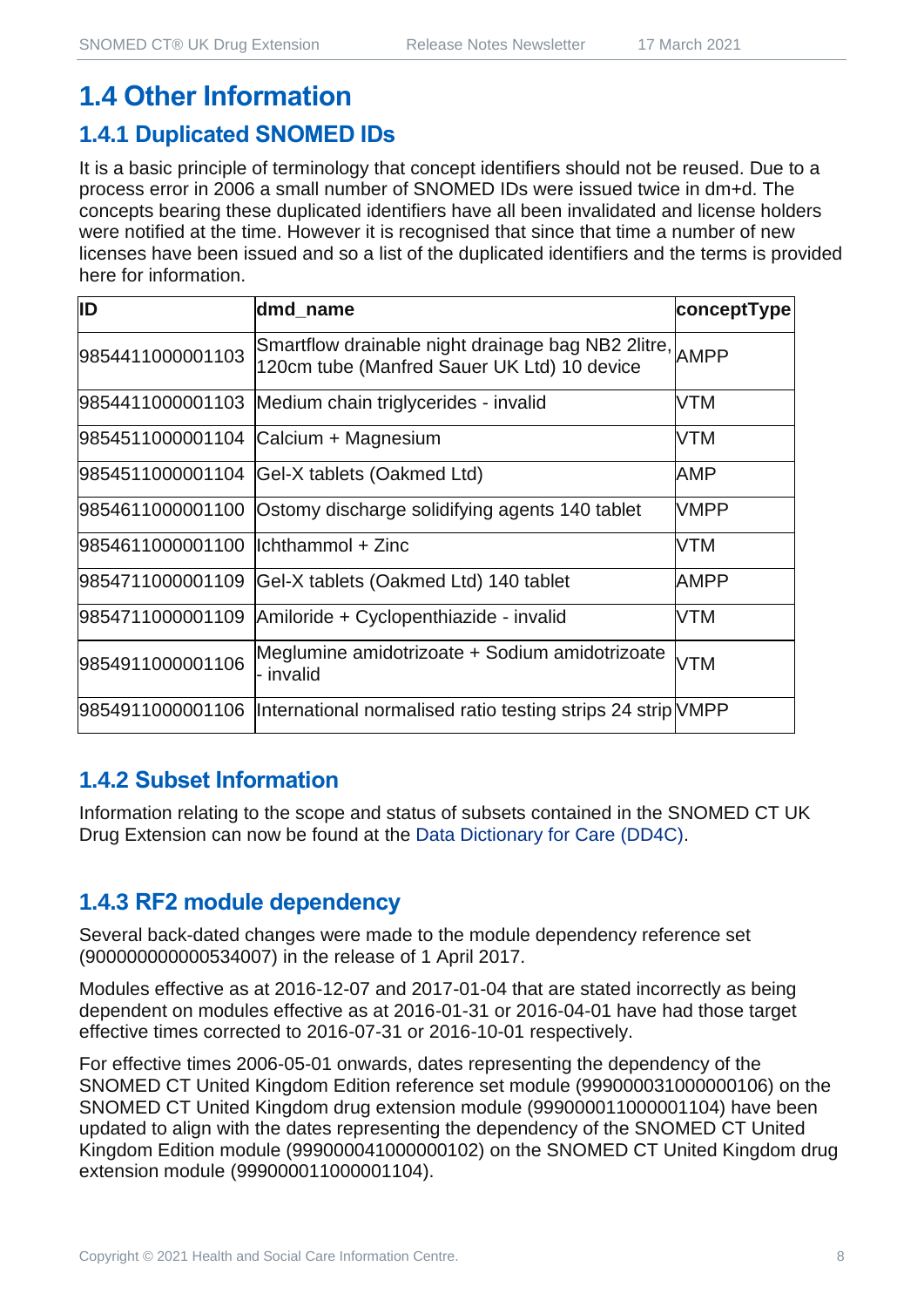# 1.4 Other Information

## 1.4.1 Duplicated SNOMED IDs

It is a basic principle of terminology that concept identifiers should not be reused. Due to a process error in 2006 a small number of SNOMED IDs were issued twice in dm+d. The concepts bearing these duplicated identifiers have all been invalidated and license holders were notified at the time. However it is recognised that since that time a number of new licenses have been issued and so a list of the duplicated identifiers and the terms is provided here for information.

| ID | dmd_name | conceptType |
|---|---|---|
| 9854411000001103 | Smartflow drainable night drainage bag NB2 2litre, 120cm tube (Manfred Sauer UK Ltd) 10 device | AMPP |
| 9854411000001103 | Medium chain triglycerides - invalid | VTM |
| 9854511000001104 | Calcium + Magnesium | VTM |
| 9854511000001104 | Gel-X tablets (Oakmed Ltd) | AMP |
| 9854611000001100 | Ostomy discharge solidifying agents 140 tablet | VMPP |
| 9854611000001100 | Ichthammol + Zinc | VTM |
| 9854711000001109 | Gel-X tablets (Oakmed Ltd) 140 tablet | AMPP |
| 9854711000001109 | Amiloride + Cyclopenthiazide - invalid | VTM |
| 9854911000001106 | Meglumine amidotrizoate + Sodium amidotrizoate - invalid | VTM |
| 9854911000001106 | International normalised ratio testing strips 24 strip | VMPP |

## 1.4.2 Subset Information

Information relating to the scope and status of subsets contained in the SNOMED CT UK Drug Extension can now be found at the Data Dictionary for Care (DD4C).

## 1.4.3 RF2 module dependency

Several back-dated changes were made to the module dependency reference set (900000000000534007) in the release of 1 April 2017.

Modules effective as at 2016-12-07 and 2017-01-04 that are stated incorrectly as being dependent on modules effective as at 2016-01-31 or 2016-04-01 have had those target effective times corrected to 2016-07-31 or 2016-10-01 respectively.

For effective times 2006-05-01 onwards, dates representing the dependency of the SNOMED CT United Kingdom Edition reference set module (999000031000000106) on the SNOMED CT United Kingdom drug extension module (999000011000001104) have been updated to align with the dates representing the dependency of the SNOMED CT United Kingdom Edition module (999000041000000102) on the SNOMED CT United Kingdom drug extension module (999000011000001104).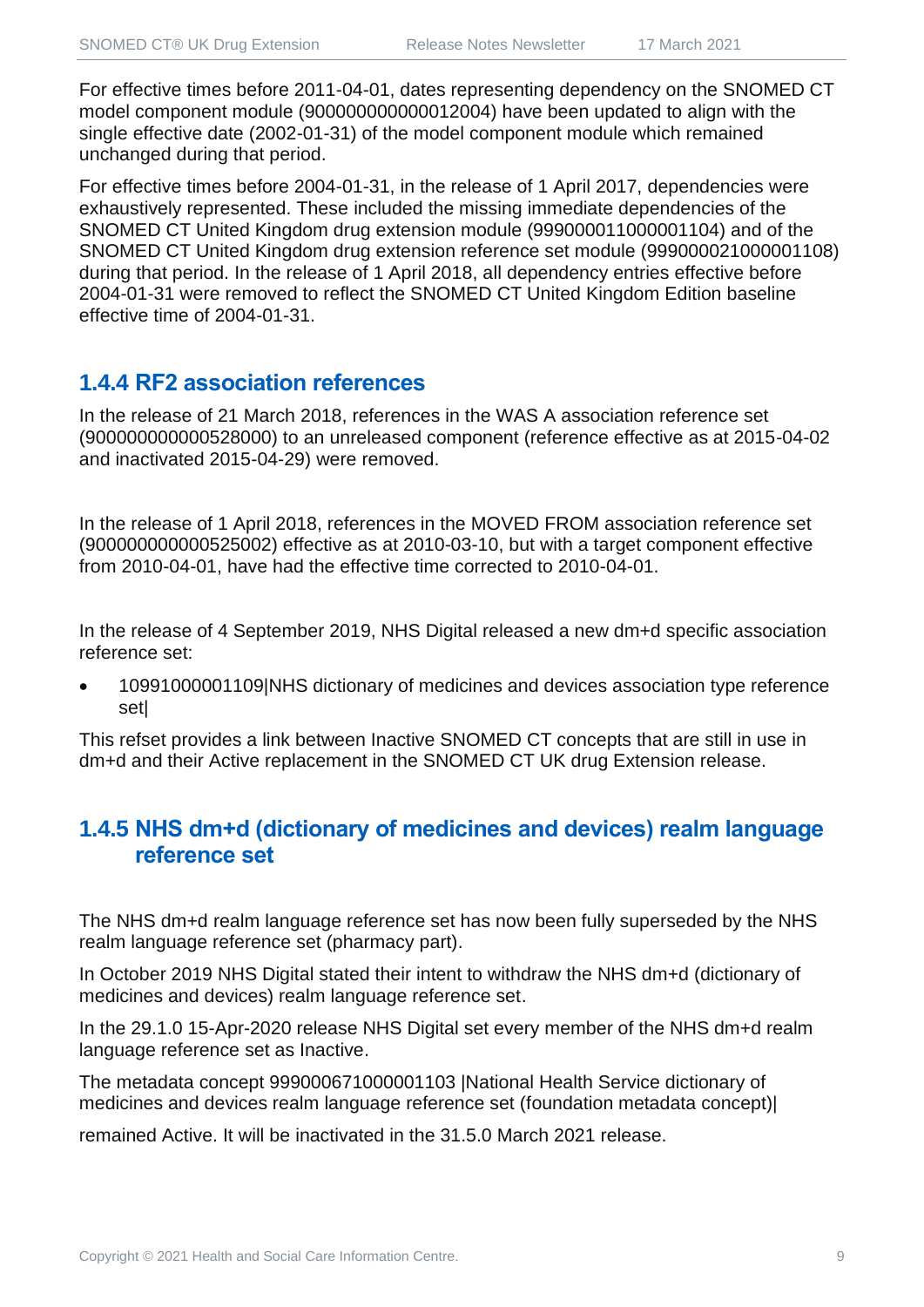For effective times before 2011-04-01, dates representing dependency on the SNOMED CT model component module (900000000000012004) have been updated to align with the single effective date (2002-01-31) of the model component module which remained unchanged during that period.

For effective times before 2004-01-31, in the release of 1 April 2017, dependencies were exhaustively represented. These included the missing immediate dependencies of the SNOMED CT United Kingdom drug extension module (999000011000001104) and of the SNOMED CT United Kingdom drug extension reference set module (999000021000001108) during that period. In the release of 1 April 2018, all dependency entries effective before 2004-01-31 were removed to reflect the SNOMED CT United Kingdom Edition baseline effective time of 2004-01-31.

### 1.4.4 RF2 association references

In the release of 21 March 2018, references in the WAS A association reference set (900000000000528000) to an unreleased component (reference effective as at 2015-04-02 and inactivated 2015-04-29) were removed.

In the release of 1 April 2018, references in the MOVED FROM association reference set (900000000000525002) effective as at 2010-03-10, but with a target component effective from 2010-04-01, have had the effective time corrected to 2010-04-01.

In the release of 4 September 2019, NHS Digital released a new dm+d specific association reference set:

- 10991000001109|NHS dictionary of medicines and devices association type reference set|

This refset provides a link between Inactive SNOMED CT concepts that are still in use in dm+d and their Active replacement in the SNOMED CT UK drug Extension release.

### 1.4.5 NHS dm+d (dictionary of medicines and devices) realm language reference set

The NHS dm+d realm language reference set has now been fully superseded by the NHS realm language reference set (pharmacy part).

In October 2019 NHS Digital stated their intent to withdraw the NHS dm+d (dictionary of medicines and devices) realm language reference set.

In the 29.1.0 15-Apr-2020 release NHS Digital set every member of the NHS dm+d realm language reference set as Inactive.

The metadata concept 999000671000001103 |National Health Service dictionary of medicines and devices realm language reference set (foundation metadata concept)|

remained Active. It will be inactivated in the 31.5.0 March 2021 release.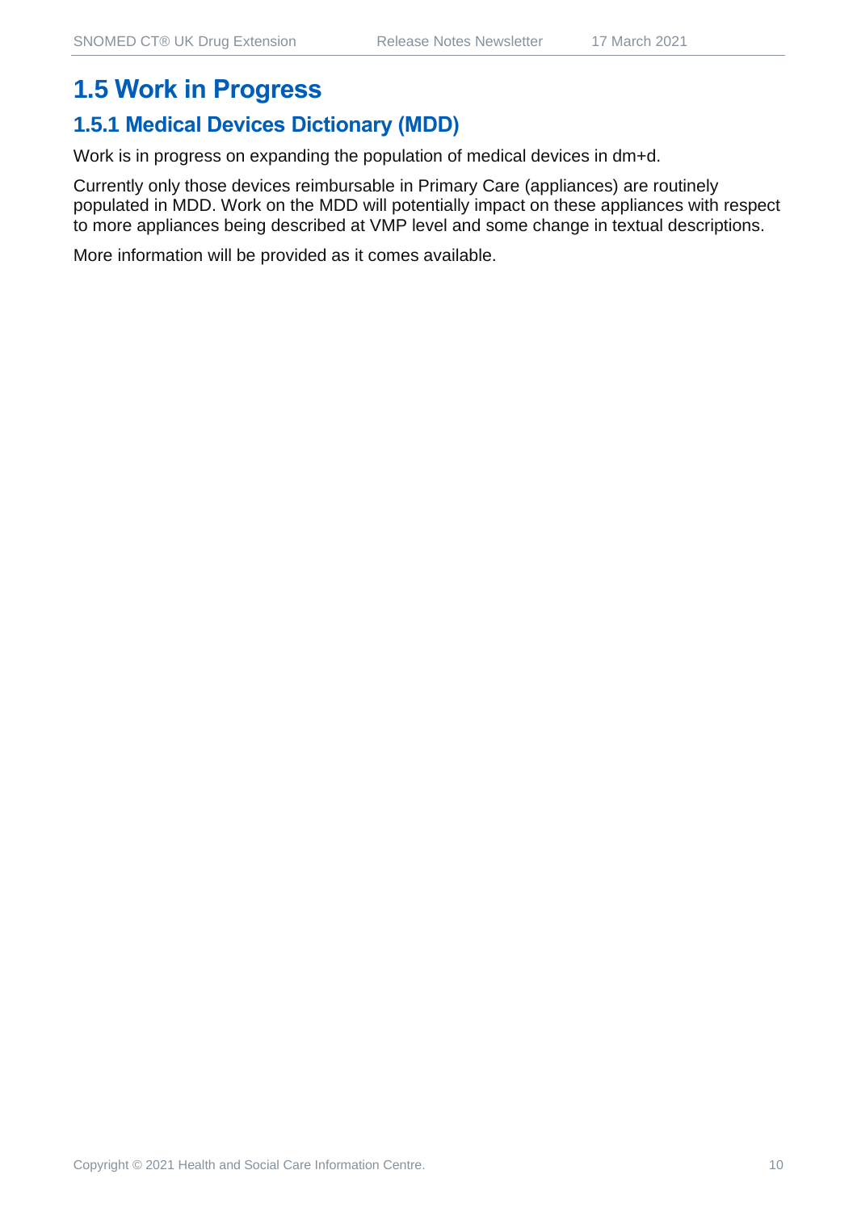## 1.5 Work in Progress

### 1.5.1 Medical Devices Dictionary (MDD)

Work is in progress on expanding the population of medical devices in dm+d.

Currently only those devices reimbursable in Primary Care (appliances) are routinely populated in MDD. Work on the MDD will potentially impact on these appliances with respect to more appliances being described at VMP level and some change in textual descriptions.

More information will be provided as it comes available.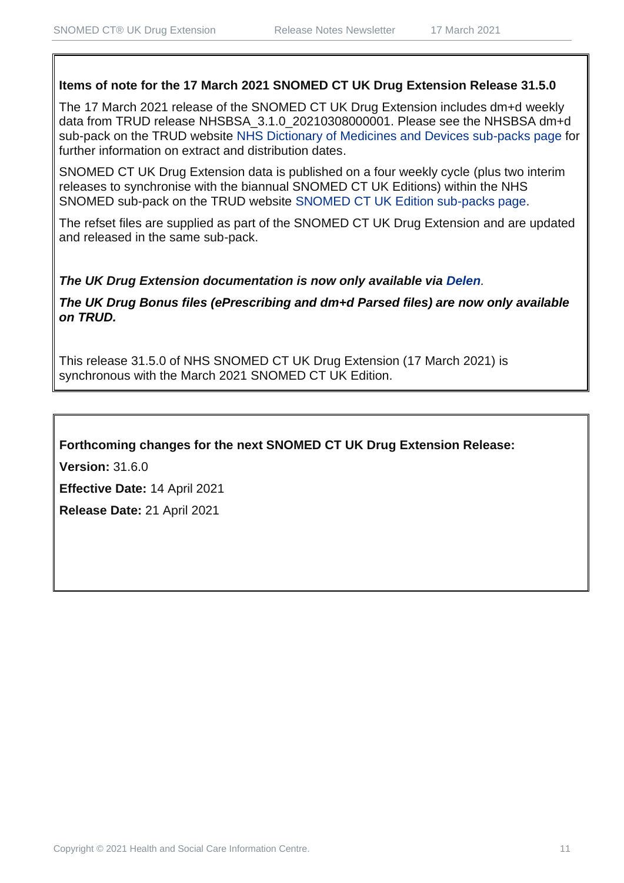**Items of note for the 17 March 2021 SNOMED CT UK Drug Extension Release 31.5.0**

The 17 March 2021 release of the SNOMED CT UK Drug Extension includes dm+d weekly data from TRUD release NHSBSA_3.1.0_20210308000001. Please see the NHSBSA dm+d sub-pack on the TRUD website NHS Dictionary of Medicines and Devices sub-packs page for further information on extract and distribution dates.

SNOMED CT UK Drug Extension data is published on a four weekly cycle (plus two interim releases to synchronise with the biannual SNOMED CT UK Editions) within the NHS SNOMED sub-pack on the TRUD website SNOMED CT UK Edition sub-packs page.

The refset files are supplied as part of the SNOMED CT UK Drug Extension and are updated and released in the same sub-pack.

***The UK Drug Extension documentation is now only available via Delen.***

***The UK Drug Bonus files (ePrescribing and dm+d Parsed files) are now only available on TRUD.***

This release 31.5.0 of NHS SNOMED CT UK Drug Extension (17 March 2021) is synchronous with the March 2021 SNOMED CT UK Edition.

**Forthcoming changes for the next SNOMED CT UK Drug Extension Release:**

**Version:** 31.6.0

**Effective Date:** 14 April 2021

**Release Date:** 21 April 2021